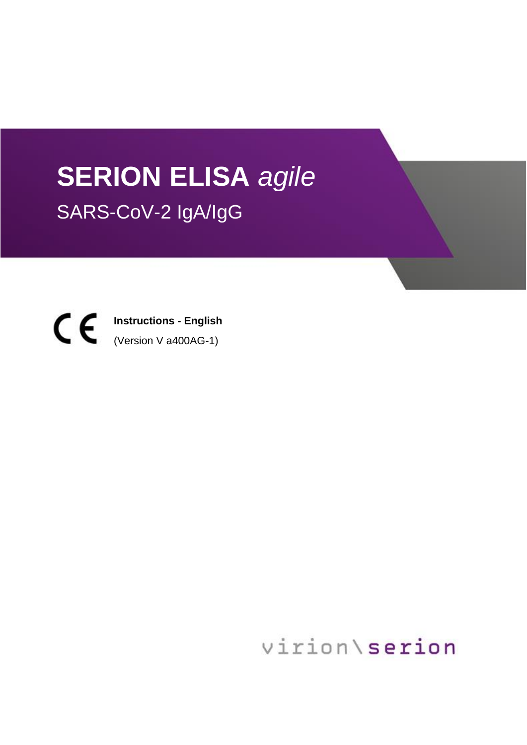# SERION ELISA *agile*

## SARS-CoV-2 IgA/IgG

CE

**Instructions - English**

(Version V a400AG-1)

virion\serion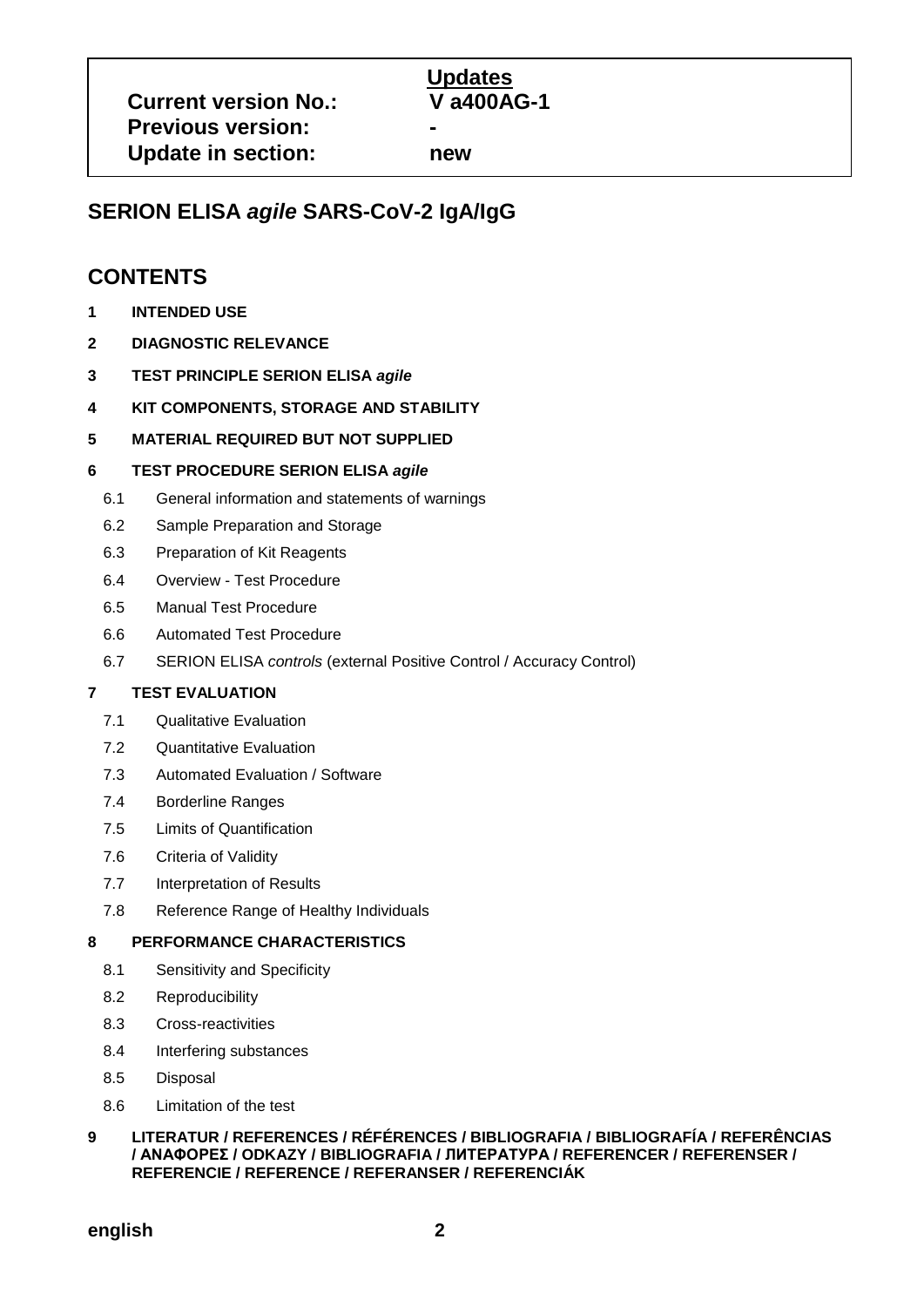| | Updates |
|---|---|
| **Current version No.:** | **V a400AG-1** |
| **Previous version:** | **-** |
| **Update in section:** | **new** |

## SERION ELISA *agile* SARS-CoV-2 IgA/IgG

## CONTENTS

**1 INTENDED USE**

**2 DIAGNOSTIC RELEVANCE**

**3 TEST PRINCIPLE SERION ELISA *agile***

**4 KIT COMPONENTS, STORAGE AND STABILITY**

**5 MATERIAL REQUIRED BUT NOT SUPPLIED**

**6 TEST PROCEDURE SERION ELISA *agile***

- 6.1 General information and statements of warnings
- 6.2 Sample Preparation and Storage
- 6.3 Preparation of Kit Reagents
- 6.4 Overview - Test Procedure
- 6.5 Manual Test Procedure
- 6.6 Automated Test Procedure
- 6.7 SERION ELISA *controls* (external Positive Control / Accuracy Control)

**7 TEST EVALUATION**

- 7.1 Qualitative Evaluation
- 7.2 Quantitative Evaluation
- 7.3 Automated Evaluation / Software
- 7.4 Borderline Ranges
- 7.5 Limits of Quantification
- 7.6 Criteria of Validity
- 7.7 Interpretation of Results
- 7.8 Reference Range of Healthy Individuals

**8 PERFORMANCE CHARACTERISTICS**

- 8.1 Sensitivity and Specificity
- 8.2 Reproducibility
- 8.3 Cross-reactivities
- 8.4 Interfering substances
- 8.5 Disposal
- 8.6 Limitation of the test

**9 LITERATUR / REFERENCES / RÉFÉRENCES / BIBLIOGRAFIA / BIBLIOGRAFÍA / REFERÊNCIAS / ΑΝΑΦΟΡΕΣ / ODKAZY / BIBLIOGRAFIA / ЛИТЕРАТУРА / REFERENCER / REFERENSER / REFERENCIE / REFERENCE / REFERANSER / REFERENCIÁK**

**english**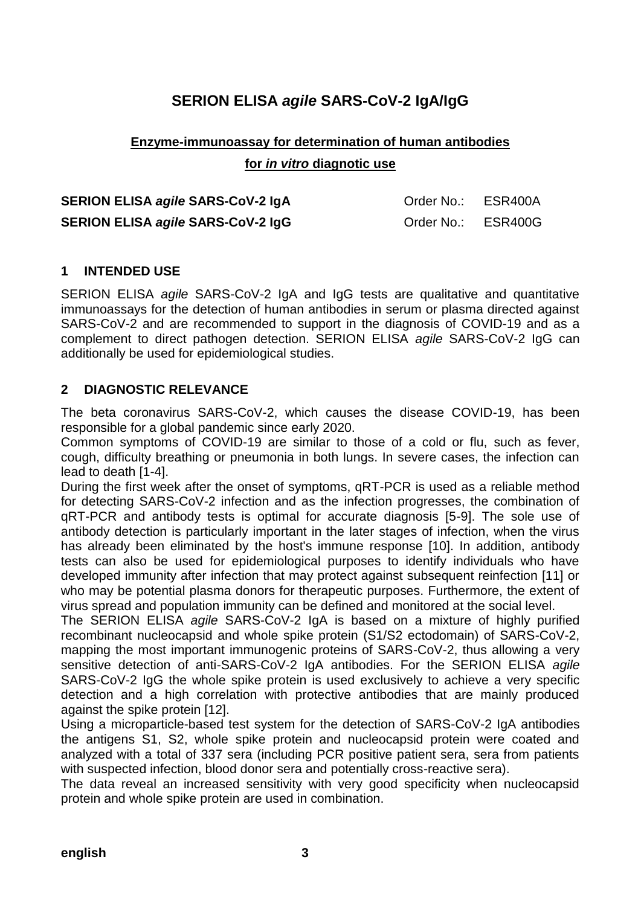# SERION ELISA *agile* SARS-CoV-2 IgA/IgG

**Enzyme-immunoassay for determination of human antibodies**

**for *in vitro* diagnotic use**

| | |
|---|---|
| **SERION ELISA *agile* SARS-CoV-2 IgA** | Order No.: ESR400A |
| **SERION ELISA *agile* SARS-CoV-2 IgG** | Order No.: ESR400G |

## 1 INTENDED USE

SERION ELISA *agile* SARS-CoV-2 IgA and IgG tests are qualitative and quantitative immunoassays for the detection of human antibodies in serum or plasma directed against SARS-CoV-2 and are recommended to support in the diagnosis of COVID-19 and as a complement to direct pathogen detection. SERION ELISA *agile* SARS-CoV-2 IgG can additionally be used for epidemiological studies.

## 2 DIAGNOSTIC RELEVANCE

The beta coronavirus SARS-CoV-2, which causes the disease COVID-19, has been responsible for a global pandemic since early 2020.

Common symptoms of COVID-19 are similar to those of a cold or flu, such as fever, cough, difficulty breathing or pneumonia in both lungs. In severe cases, the infection can lead to death [1-4].

During the first week after the onset of symptoms, qRT-PCR is used as a reliable method for detecting SARS-CoV-2 infection and as the infection progresses, the combination of qRT-PCR and antibody tests is optimal for accurate diagnosis [5-9]. The sole use of antibody detection is particularly important in the later stages of infection, when the virus has already been eliminated by the host's immune response [10]. In addition, antibody tests can also be used for epidemiological purposes to identify individuals who have developed immunity after infection that may protect against subsequent reinfection [11] or who may be potential plasma donors for therapeutic purposes. Furthermore, the extent of virus spread and population immunity can be defined and monitored at the social level.

The SERION ELISA *agile* SARS-CoV-2 IgA is based on a mixture of highly purified recombinant nucleocapsid and whole spike protein (S1/S2 ectodomain) of SARS-CoV-2, mapping the most important immunogenic proteins of SARS-CoV-2, thus allowing a very sensitive detection of anti-SARS-CoV-2 IgA antibodies. For the SERION ELISA *agile* SARS-CoV-2 IgG the whole spike protein is used exclusively to achieve a very specific detection and a high correlation with protective antibodies that are mainly produced against the spike protein [12].

Using a microparticle-based test system for the detection of SARS-CoV-2 IgA antibodies the antigens S1, S2, whole spike protein and nucleocapsid protein were coated and analyzed with a total of 337 sera (including PCR positive patient sera, sera from patients with suspected infection, blood donor sera and potentially cross-reactive sera).

The data reveal an increased sensitivity with very good specificity when nucleocapsid protein and whole spike protein are used in combination.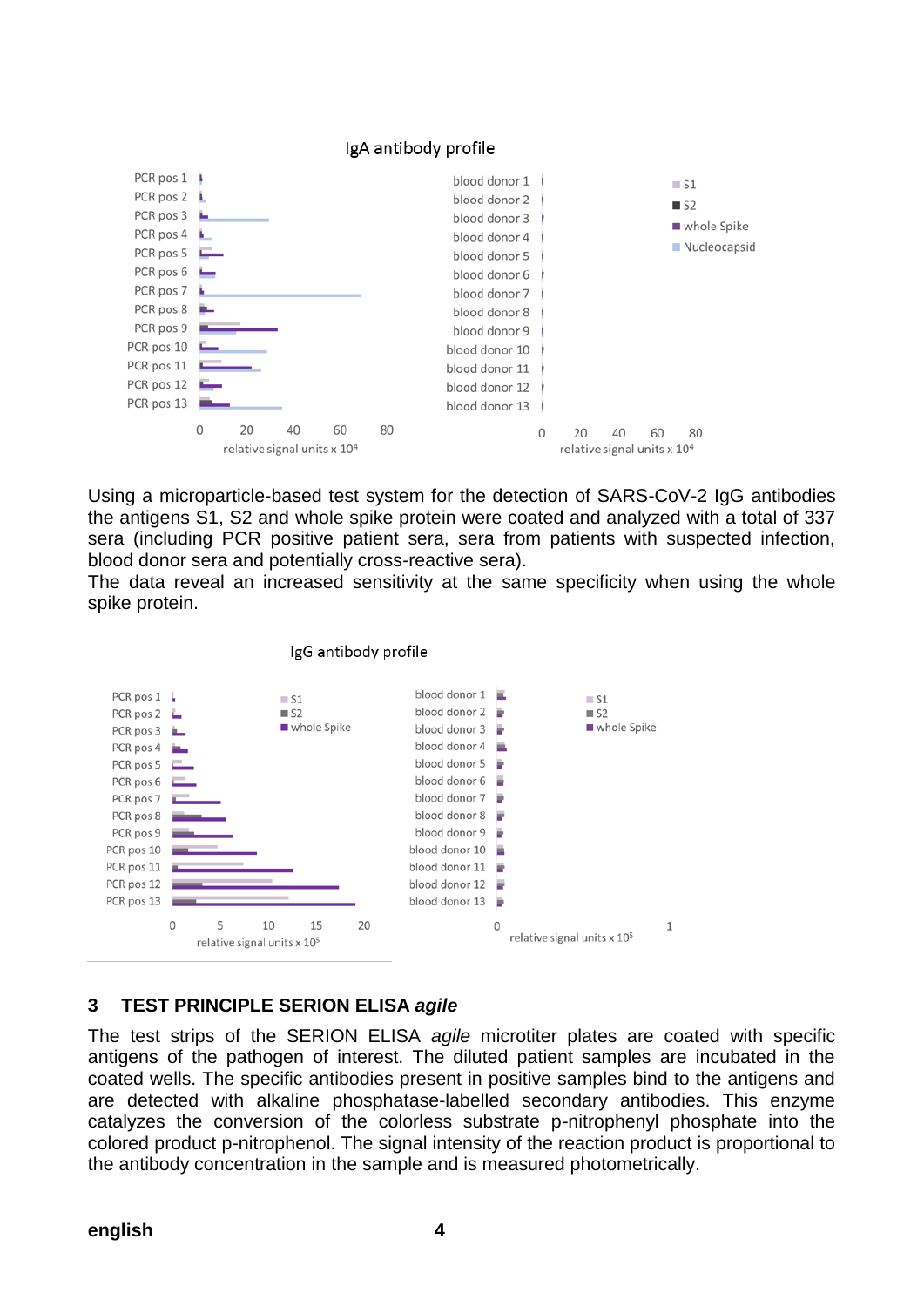IgA antibody profile

Using a microparticle-based test system for the detection of SARS-CoV-2 IgG antibodies the antigens S1, S2 and whole spike protein were coated and analyzed with a total of 337 sera (including PCR positive patient sera, sera from patients with suspected infection, blood donor sera and potentially cross-reactive sera).
The data reveal an increased sensitivity at the same specificity when using the whole spike protein.

IgG antibody profile

## 3 TEST PRINCIPLE SERION ELISA *agile*

The test strips of the SERION ELISA *agile* microtiter plates are coated with specific antigens of the pathogen of interest. The diluted patient samples are incubated in the coated wells. The specific antibodies present in positive samples bind to the antigens and are detected with alkaline phosphatase-labelled secondary antibodies. This enzyme catalyzes the conversion of the colorless substrate p-nitrophenyl phosphate into the colored product p-nitrophenol. The signal intensity of the reaction product is proportional to the antibody concentration in the sample and is measured photometrically.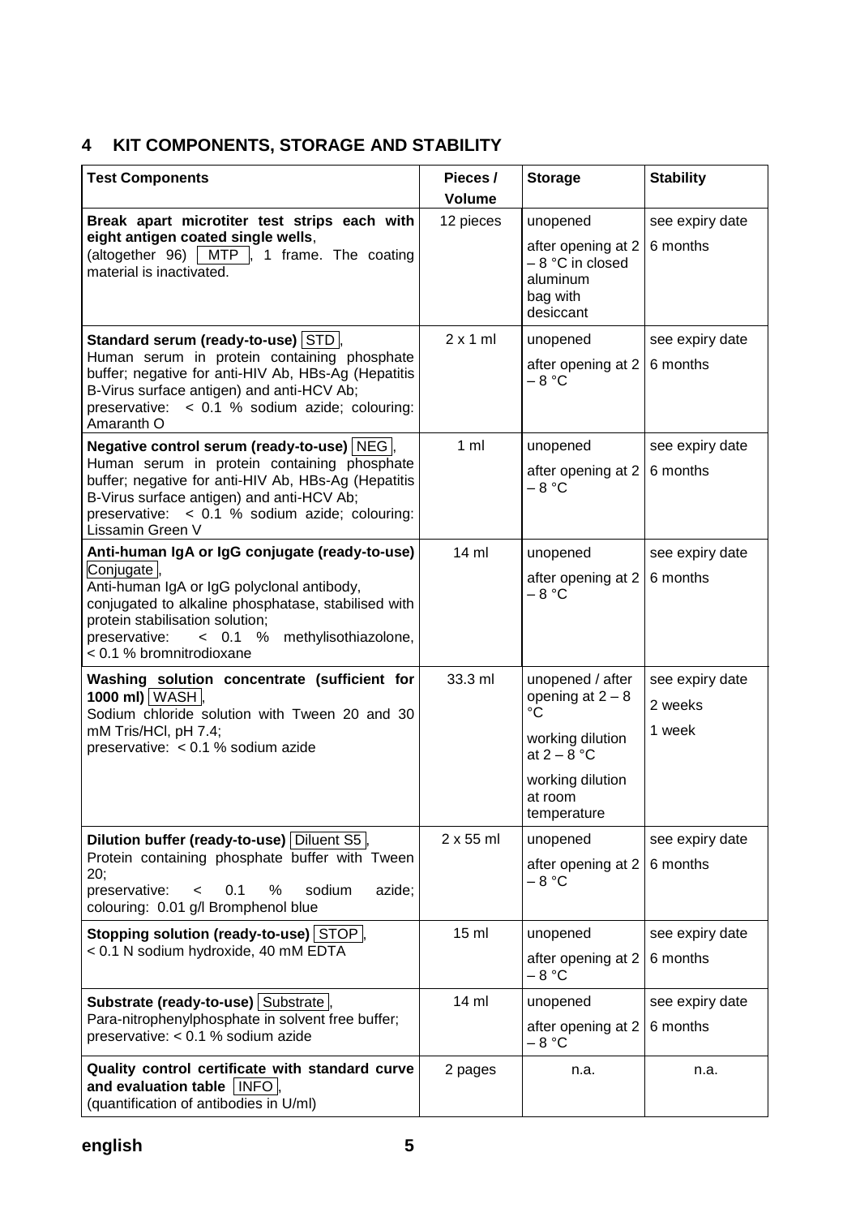## 4 KIT COMPONENTS, STORAGE AND STABILITY

| Test Components | Pieces / Volume | Storage | Stability |
|---|---|---|---|
| **Break apart microtiter test strips each with eight antigen coated single wells**, (altogether 96) MTP, 1 frame. The coating material is inactivated. | 12 pieces | unopened<br>after opening at 2 – 8 °C in closed aluminum bag with desiccant | see expiry date<br>6 months |
| **Standard serum (ready-to-use)** STD,<br>Human serum in protein containing phosphate buffer; negative for anti-HIV Ab, HBs-Ag (Hepatitis B-Virus surface antigen) and anti-HCV Ab;<br>preservative: < 0.1 % sodium azide; colouring: Amaranth O | 2 x 1 ml | unopened<br>after opening at 2 – 8 °C | see expiry date<br>6 months |
| **Negative control serum (ready-to-use)** NEG,<br>Human serum in protein containing phosphate buffer; negative for anti-HIV Ab, HBs-Ag (Hepatitis B-Virus surface antigen) and anti-HCV Ab;<br>preservative: < 0.1 % sodium azide; colouring: Lissamin Green V | 1 ml | unopened<br>after opening at 2 – 8 °C | see expiry date<br>6 months |
| **Anti-human IgA or IgG conjugate (ready-to-use)** Conjugate,<br>Anti-human IgA or IgG polyclonal antibody, conjugated to alkaline phosphatase, stabilised with protein stabilisation solution;<br>preservative: < 0.1 % methylisothiazolone, < 0.1 % bromnitrodioxane | 14 ml | unopened<br>after opening at 2 – 8 °C | see expiry date<br>6 months |
| **Washing solution concentrate (sufficient for 1000 ml)** WASH,<br>Sodium chloride solution with Tween 20 and 30 mM Tris/HCl, pH 7.4;<br>preservative: < 0.1 % sodium azide | 33.3 ml | unopened / after opening at 2 – 8 °C<br>working dilution at 2 – 8 °C<br>working dilution at room temperature | see expiry date<br>2 weeks<br>1 week |
| **Dilution buffer (ready-to-use)** Diluent S5,<br>Protein containing phosphate buffer with Tween 20;<br>preservative: < 0.1 % sodium azide; colouring: 0.01 g/l Bromphenol blue | 2 x 55 ml | unopened<br>after opening at 2 – 8 °C | see expiry date<br>6 months |
| **Stopping solution (ready-to-use)** STOP,<br>< 0.1 N sodium hydroxide, 40 mM EDTA | 15 ml | unopened<br>after opening at 2 – 8 °C | see expiry date<br>6 months |
| **Substrate (ready-to-use)** Substrate,<br>Para-nitrophenylphosphate in solvent free buffer;<br>preservative: < 0.1 % sodium azide | 14 ml | unopened<br>after opening at 2 – 8 °C | see expiry date<br>6 months |
| **Quality control certificate with standard curve and evaluation table** INFO,<br>(quantification of antibodies in U/ml) | 2 pages | n.a. | n.a. |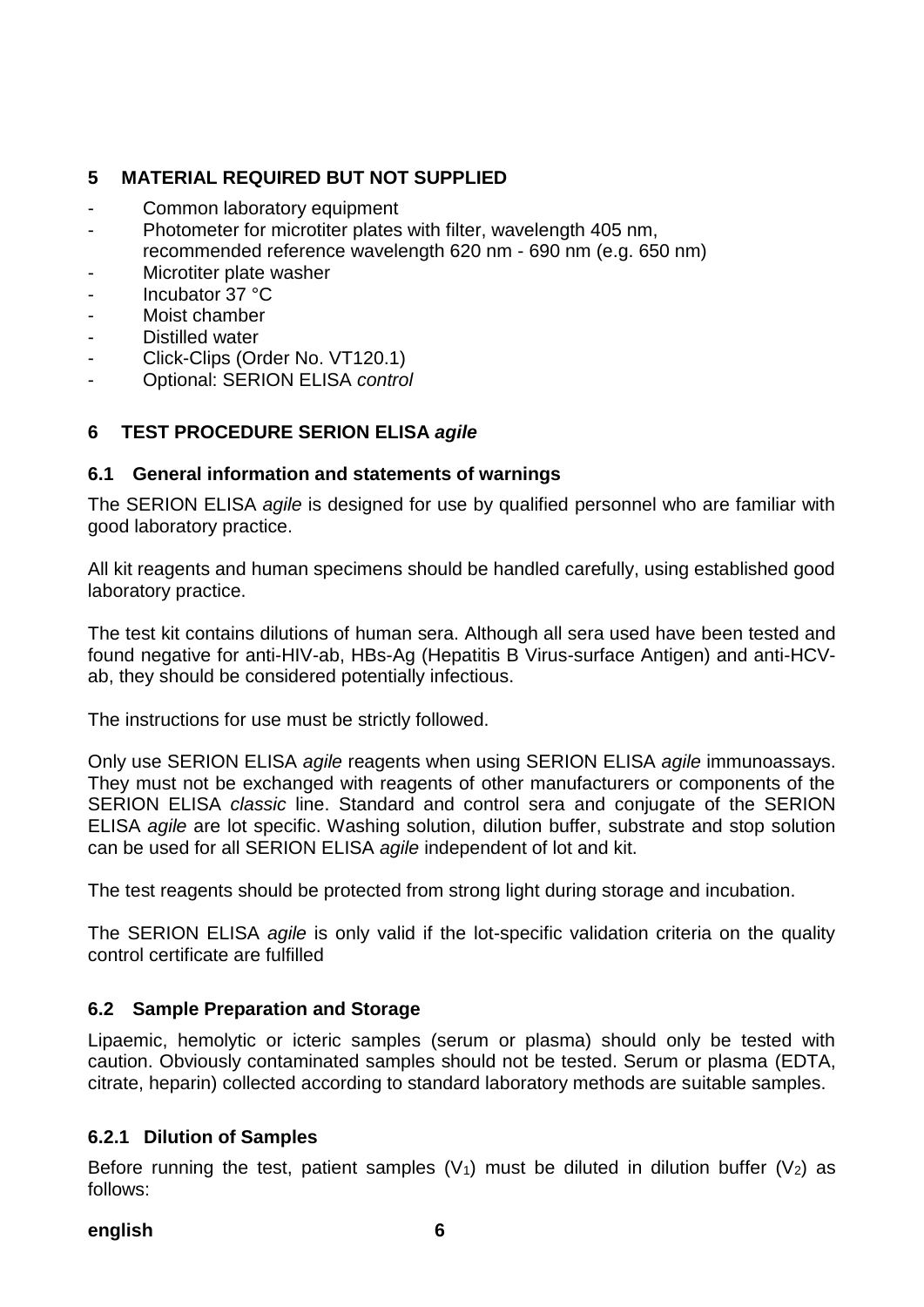## 5 MATERIAL REQUIRED BUT NOT SUPPLIED

- Common laboratory equipment
- Photometer for microtiter plates with filter, wavelength 405 nm, recommended reference wavelength 620 nm - 690 nm (e.g. 650 nm)
- Microtiter plate washer
- Incubator 37 °C
- Moist chamber
- Distilled water
- Click-Clips (Order No. VT120.1)
- Optional: SERION ELISA *control*

## 6 TEST PROCEDURE SERION ELISA *agile*

### 6.1 General information and statements of warnings

The SERION ELISA *agile* is designed for use by qualified personnel who are familiar with good laboratory practice.

All kit reagents and human specimens should be handled carefully, using established good laboratory practice.

The test kit contains dilutions of human sera. Although all sera used have been tested and found negative for anti-HIV-ab, HBs-Ag (Hepatitis B Virus-surface Antigen) and anti-HCV-ab, they should be considered potentially infectious.

The instructions for use must be strictly followed.

Only use SERION ELISA *agile* reagents when using SERION ELISA *agile* immunoassays. They must not be exchanged with reagents of other manufacturers or components of the SERION ELISA *classic* line. Standard and control sera and conjugate of the SERION ELISA *agile* are lot specific. Washing solution, dilution buffer, substrate and stop solution can be used for all SERION ELISA *agile* independent of lot and kit.

The test reagents should be protected from strong light during storage and incubation.

The SERION ELISA *agile* is only valid if the lot-specific validation criteria on the quality control certificate are fulfilled

### 6.2 Sample Preparation and Storage

Lipaemic, hemolytic or icteric samples (serum or plasma) should only be tested with caution. Obviously contaminated samples should not be tested. Serum or plasma (EDTA, citrate, heparin) collected according to standard laboratory methods are suitable samples.

### 6.2.1 Dilution of Samples

Before running the test, patient samples ($V_1$) must be diluted in dilution buffer ($V_2$) as follows: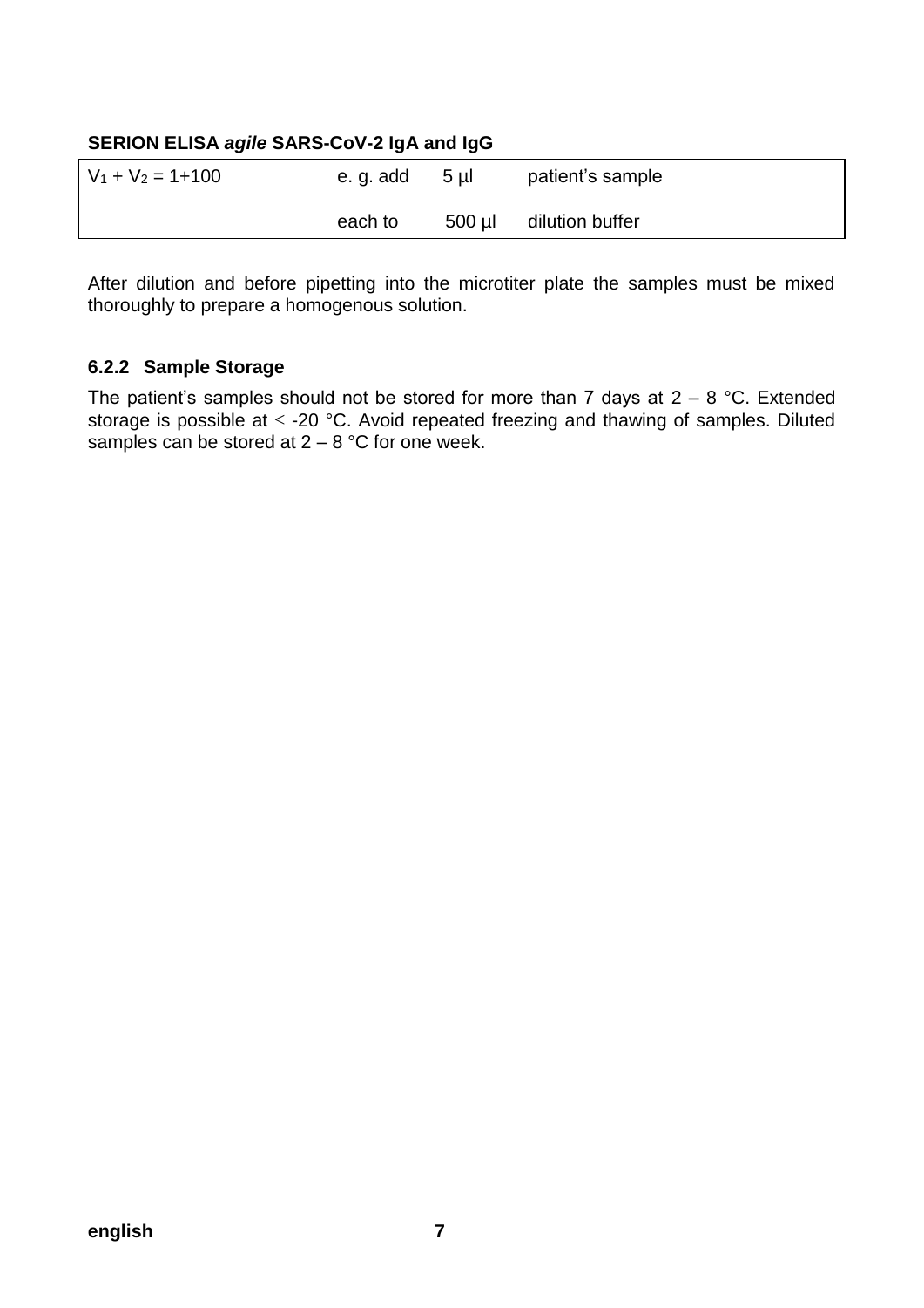**SERION ELISA *agile* SARS-CoV-2 IgA and IgG**

| $V_1 + V_2 = 1+100$ | e. g. add | 5 µl | patient's sample |
|---|---|---|---|
| | each to | 500 µl | dilution buffer |

After dilution and before pipetting into the microtiter plate the samples must be mixed thoroughly to prepare a homogenous solution.

### 6.2.2 Sample Storage

The patient's samples should not be stored for more than 7 days at 2 – 8 °C. Extended storage is possible at ≤ -20 °C. Avoid repeated freezing and thawing of samples. Diluted samples can be stored at 2 – 8 °C for one week.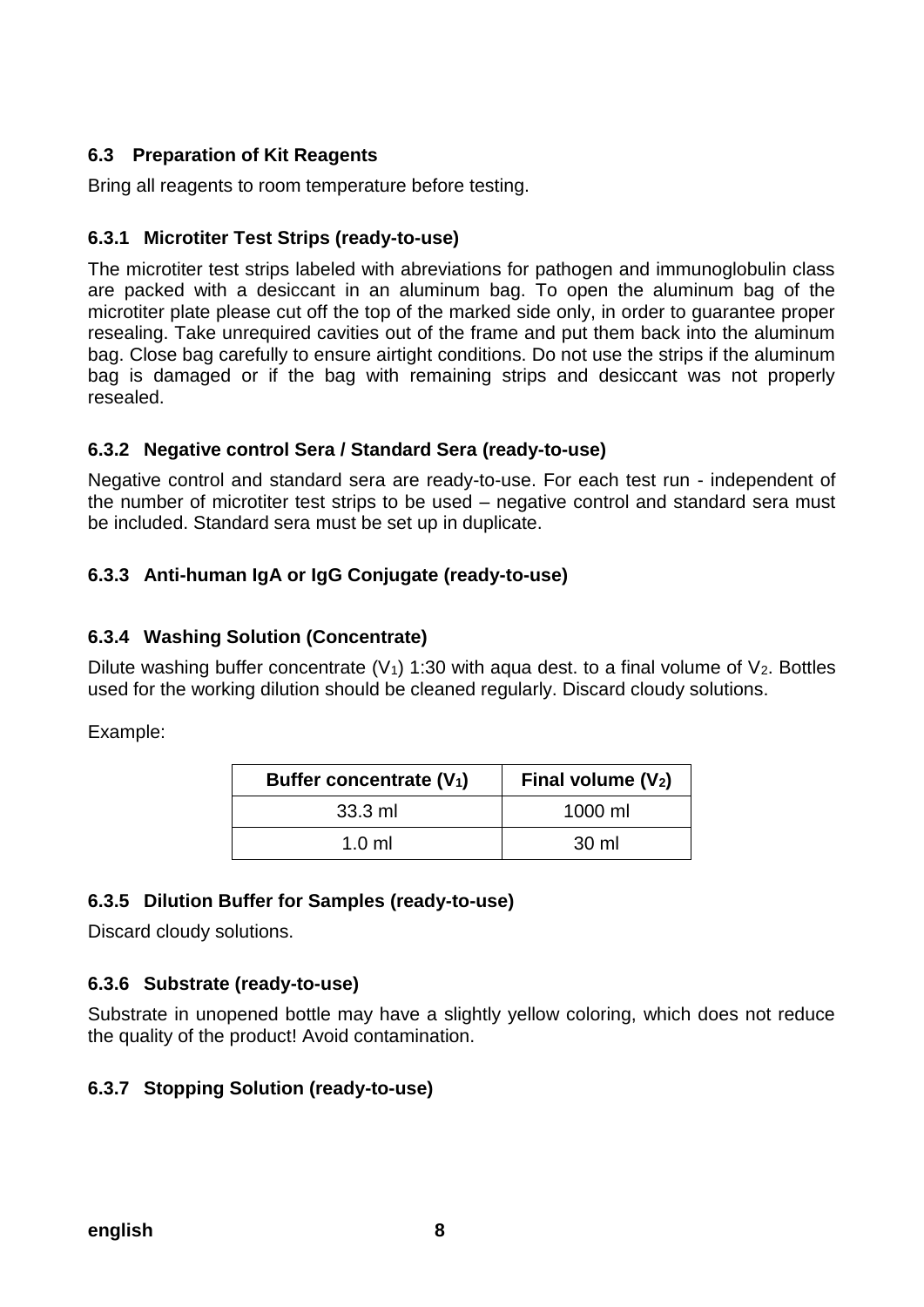### 6.3 Preparation of Kit Reagents

Bring all reagents to room temperature before testing.

#### 6.3.1 Microtiter Test Strips (ready-to-use)

The microtiter test strips labeled with abreviations for pathogen and immunoglobulin class are packed with a desiccant in an aluminum bag. To open the aluminum bag of the microtiter plate please cut off the top of the marked side only, in order to guarantee proper resealing. Take unrequired cavities out of the frame and put them back into the aluminum bag. Close bag carefully to ensure airtight conditions. Do not use the strips if the aluminum bag is damaged or if the bag with remaining strips and desiccant was not properly resealed.

#### 6.3.2 Negative control Sera / Standard Sera (ready-to-use)

Negative control and standard sera are ready-to-use. For each test run - independent of the number of microtiter test strips to be used – negative control and standard sera must be included. Standard sera must be set up in duplicate.

#### 6.3.3 Anti-human IgA or IgG Conjugate (ready-to-use)

#### 6.3.4 Washing Solution (Concentrate)

Dilute washing buffer concentrate ($V_1$) 1:30 with aqua dest. to a final volume of $V_2$. Bottles used for the working dilution should be cleaned regularly. Discard cloudy solutions.

Example:

| Buffer concentrate ($V_1$) | Final volume ($V_2$) |
|---|---|
| 33.3 ml | 1000 ml |
| 1.0 ml | 30 ml |

#### 6.3.5 Dilution Buffer for Samples (ready-to-use)

Discard cloudy solutions.

#### 6.3.6 Substrate (ready-to-use)

Substrate in unopened bottle may have a slightly yellow coloring, which does not reduce the quality of the product! Avoid contamination.

#### 6.3.7 Stopping Solution (ready-to-use)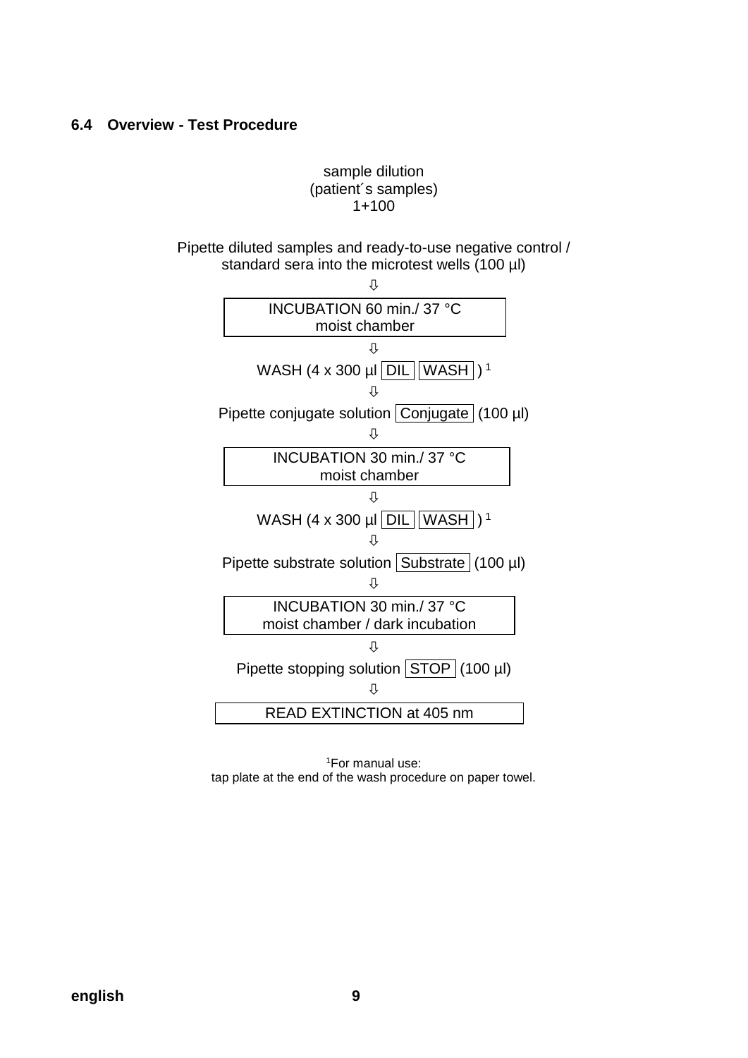### 6.4 Overview - Test Procedure

sample dilution
(patient´s samples)
1+100

Pipette diluted samples and ready-to-use negative control / standard sera into the microtest wells (100 µl)

⇩

INCUBATION 60 min./ 37 °C
moist chamber

⇩

WASH (4 x 300 µl DIL WASH ) [1]

⇩

Pipette conjugate solution Conjugate (100 µl)

⇩

INCUBATION 30 min./ 37 °C
moist chamber

⇩

WASH (4 x 300 µl DIL WASH ) [1]

⇩

Pipette substrate solution Substrate (100 µl)

⇩

INCUBATION 30 min./ 37 °C
moist chamber / dark incubation

⇩

Pipette stopping solution STOP (100 µl)

⇩

READ EXTINCTION at 405 nm

[1]For manual use:
tap plate at the end of the wash procedure on paper towel.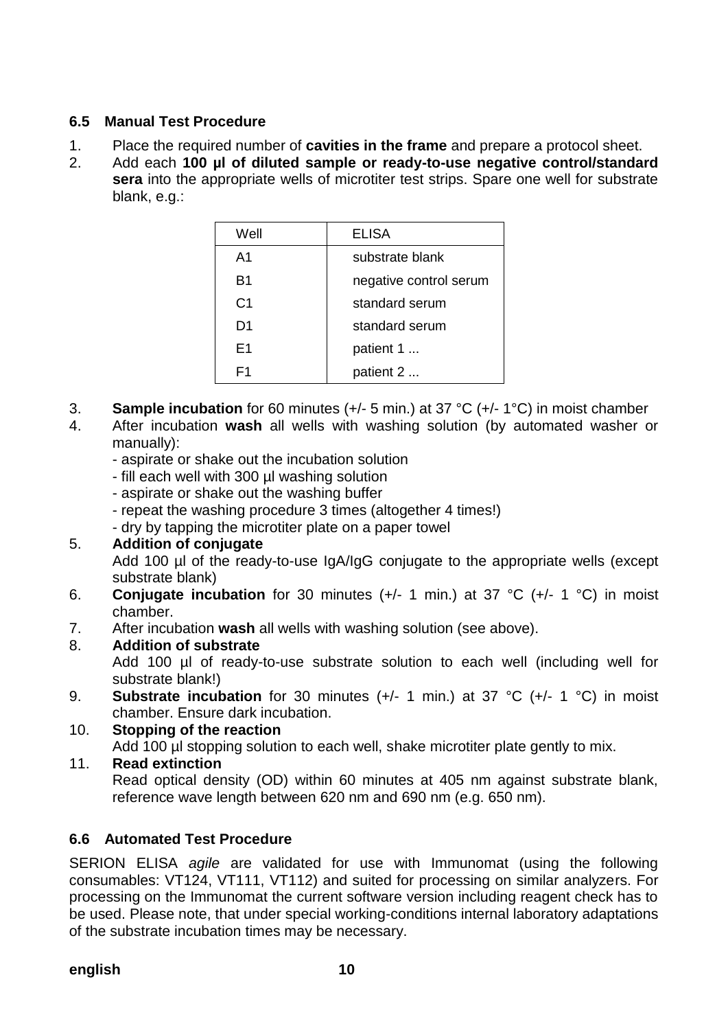### 6.5 Manual Test Procedure

1. Place the required number of **cavities in the frame** and prepare a protocol sheet.
2. Add each **100 µl of diluted sample or ready-to-use negative control/standard sera** into the appropriate wells of microtiter test strips. Spare one well for substrate blank, e.g.:

| Well | ELISA |
|---|---|
| A1 | substrate blank |
| B1 | negative control serum |
| C1 | standard serum |
| D1 | standard serum |
| E1 | patient 1 ... |
| F1 | patient 2 ... |

3. **Sample incubation** for 60 minutes (+/- 5 min.) at 37 °C (+/- 1°C) in moist chamber
4. After incubation **wash** all wells with washing solution (by automated washer or manually):
   - aspirate or shake out the incubation solution
   - fill each well with 300 µl washing solution
   - aspirate or shake out the washing buffer
   - repeat the washing procedure 3 times (altogether 4 times!)
   - dry by tapping the microtiter plate on a paper towel
5. **Addition of conjugate**
   Add 100 µl of the ready-to-use IgA/IgG conjugate to the appropriate wells (except substrate blank)
6. **Conjugate incubation** for 30 minutes (+/- 1 min.) at 37 °C (+/- 1 °C) in moist chamber.
7. After incubation **wash** all wells with washing solution (see above).
8. **Addition of substrate**
   Add 100 µl of ready-to-use substrate solution to each well (including well for substrate blank!)
9. **Substrate incubation** for 30 minutes (+/- 1 min.) at 37 °C (+/- 1 °C) in moist chamber. Ensure dark incubation.
10. **Stopping of the reaction**
    Add 100 µl stopping solution to each well, shake microtiter plate gently to mix.
11. **Read extinction**
    Read optical density (OD) within 60 minutes at 405 nm against substrate blank, reference wave length between 620 nm and 690 nm (e.g. 650 nm).

### 6.6 Automated Test Procedure

SERION ELISA *agile* are validated for use with Immunomat (using the following consumables: VT124, VT111, VT112) and suited for processing on similar analyzers. For processing on the Immunomat the current software version including reagent check has to be used. Please note, that under special working-conditions internal laboratory adaptations of the substrate incubation times may be necessary.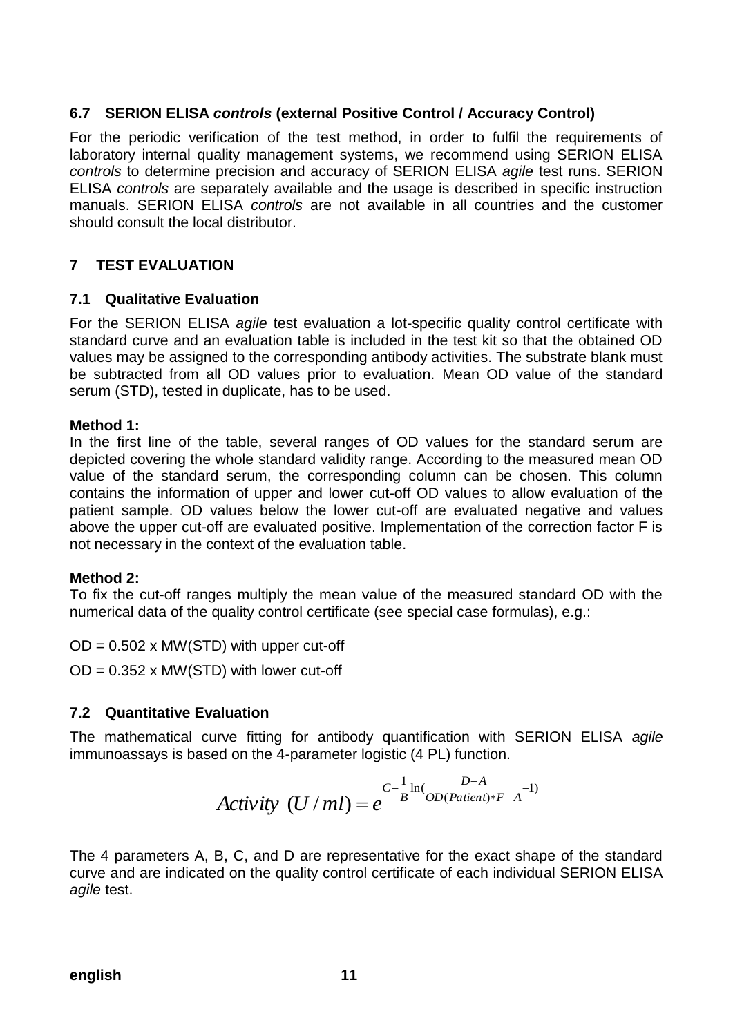### 6.7 SERION ELISA *controls* (external Positive Control / Accuracy Control)

For the periodic verification of the test method, in order to fulfil the requirements of laboratory internal quality management systems, we recommend using SERION ELISA *controls* to determine precision and accuracy of SERION ELISA *agile* test runs. SERION ELISA *controls* are separately available and the usage is described in specific instruction manuals. SERION ELISA *controls* are not available in all countries and the customer should consult the local distributor.

## 7 TEST EVALUATION

### 7.1 Qualitative Evaluation

For the SERION ELISA *agile* test evaluation a lot-specific quality control certificate with standard curve and an evaluation table is included in the test kit so that the obtained OD values may be assigned to the corresponding antibody activities. The substrate blank must be subtracted from all OD values prior to evaluation. Mean OD value of the standard serum (STD), tested in duplicate, has to be used.

**Method 1:**
In the first line of the table, several ranges of OD values for the standard serum are depicted covering the whole standard validity range. According to the measured mean OD value of the standard serum, the corresponding column can be chosen. This column contains the information of upper and lower cut-off OD values to allow evaluation of the patient sample. OD values below the lower cut-off are evaluated negative and values above the upper cut-off are evaluated positive. Implementation of the correction factor F is not necessary in the context of the evaluation table.

**Method 2:**
To fix the cut-off ranges multiply the mean value of the measured standard OD with the numerical data of the quality control certificate (see special case formulas), e.g.:

OD = 0.502 x MW(STD) with upper cut-off

OD = 0.352 x MW(STD) with lower cut-off

### 7.2 Quantitative Evaluation

The mathematical curve fitting for antibody quantification with SERION ELISA *agile* immunoassays is based on the 4-parameter logistic (4 PL) function.

$$Activity\ (U/ml) = e^{C - \frac{1}{B}\ln\left(\frac{D-A}{OD(Patient)*F-A}-1\right)}$$

The 4 parameters A, B, C, and D are representative for the exact shape of the standard curve and are indicated on the quality control certificate of each individual SERION ELISA *agile* test.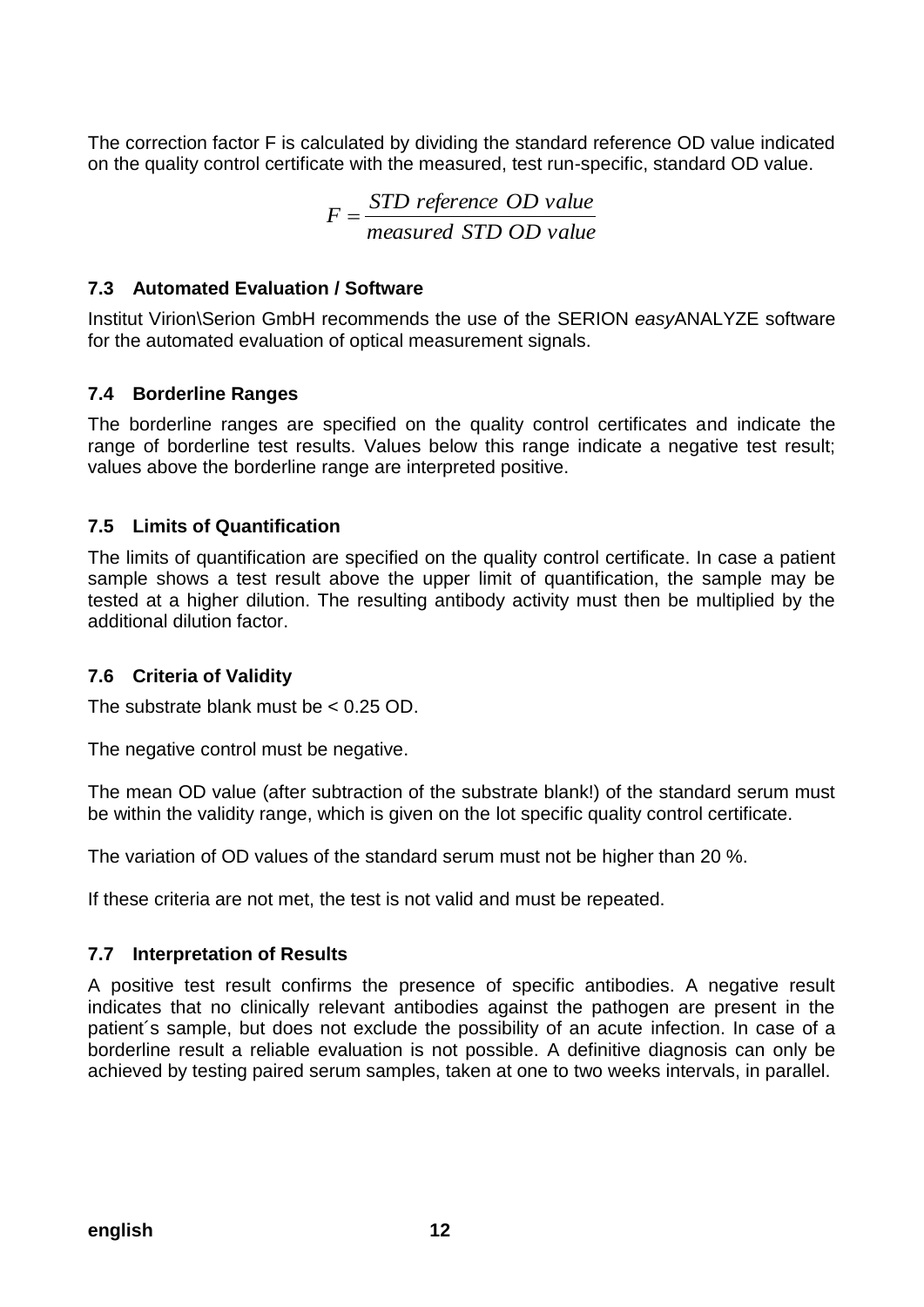The correction factor F is calculated by dividing the standard reference OD value indicated on the quality control certificate with the measured, test run-specific, standard OD value.

$$F = \frac{STD\ reference\ OD\ value}{measured\ \ STD\ OD\ value}$$

### 7.3 Automated Evaluation / Software

Institut Virion\Serion GmbH recommends the use of the SERION *easy*ANALYZE software for the automated evaluation of optical measurement signals.

### 7.4 Borderline Ranges

The borderline ranges are specified on the quality control certificates and indicate the range of borderline test results. Values below this range indicate a negative test result; values above the borderline range are interpreted positive.

### 7.5 Limits of Quantification

The limits of quantification are specified on the quality control certificate. In case a patient sample shows a test result above the upper limit of quantification, the sample may be tested at a higher dilution. The resulting antibody activity must then be multiplied by the additional dilution factor.

### 7.6 Criteria of Validity

The substrate blank must be < 0.25 OD.

The negative control must be negative.

The mean OD value (after subtraction of the substrate blank!) of the standard serum must be within the validity range, which is given on the lot specific quality control certificate.

The variation of OD values of the standard serum must not be higher than 20 %.

If these criteria are not met, the test is not valid and must be repeated.

### 7.7 Interpretation of Results

A positive test result confirms the presence of specific antibodies. A negative result indicates that no clinically relevant antibodies against the pathogen are present in the patient´s sample, but does not exclude the possibility of an acute infection. In case of a borderline result a reliable evaluation is not possible. A definitive diagnosis can only be achieved by testing paired serum samples, taken at one to two weeks intervals, in parallel.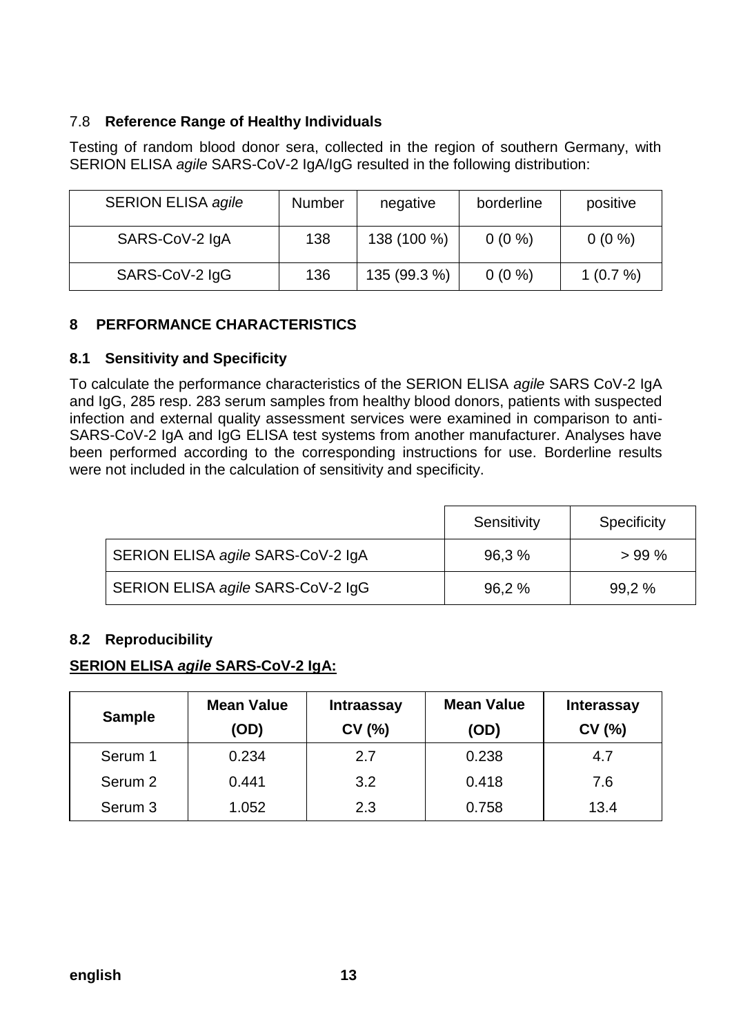### 7.8 **Reference Range of Healthy Individuals**

Testing of random blood donor sera, collected in the region of southern Germany, with SERION ELISA *agile* SARS-CoV-2 IgA/IgG resulted in the following distribution:

| SERION ELISA *agile* | Number | negative | borderline | positive |
|---|---|---|---|---|
| SARS-CoV-2 IgA | 138 | 138 (100 %) | 0 (0 %) | 0 (0 %) |
| SARS-CoV-2 IgG | 136 | 135 (99.3 %) | 0 (0 %) | 1 (0.7 %) |

## 8 PERFORMANCE CHARACTERISTICS

### 8.1 Sensitivity and Specificity

To calculate the performance characteristics of the SERION ELISA *agile* SARS CoV-2 IgA and IgG, 285 resp. 283 serum samples from healthy blood donors, patients with suspected infection and external quality assessment services were examined in comparison to anti-SARS-CoV-2 IgA and IgG ELISA test systems from another manufacturer. Analyses have been performed according to the corresponding instructions for use. Borderline results were not included in the calculation of sensitivity and specificity.

| | Sensitivity | Specificity |
|---|---|---|
| SERION ELISA *agile* SARS-CoV-2 IgA | 96,3 % | > 99 % |
| SERION ELISA *agile* SARS-CoV-2 IgG | 96,2 % | 99,2 % |

### 8.2 Reproducibility

**SERION ELISA *agile* SARS-CoV-2 IgA:**

| Sample | Mean Value (OD) | Intraassay CV (%) | Mean Value (OD) | Interassay CV (%) |
|---|---|---|---|---|
| Serum 1 | 0.234 | 2.7 | 0.238 | 4.7 |
| Serum 2 | 0.441 | 3.2 | 0.418 | 7.6 |
| Serum 3 | 1.052 | 2.3 | 0.758 | 13.4 |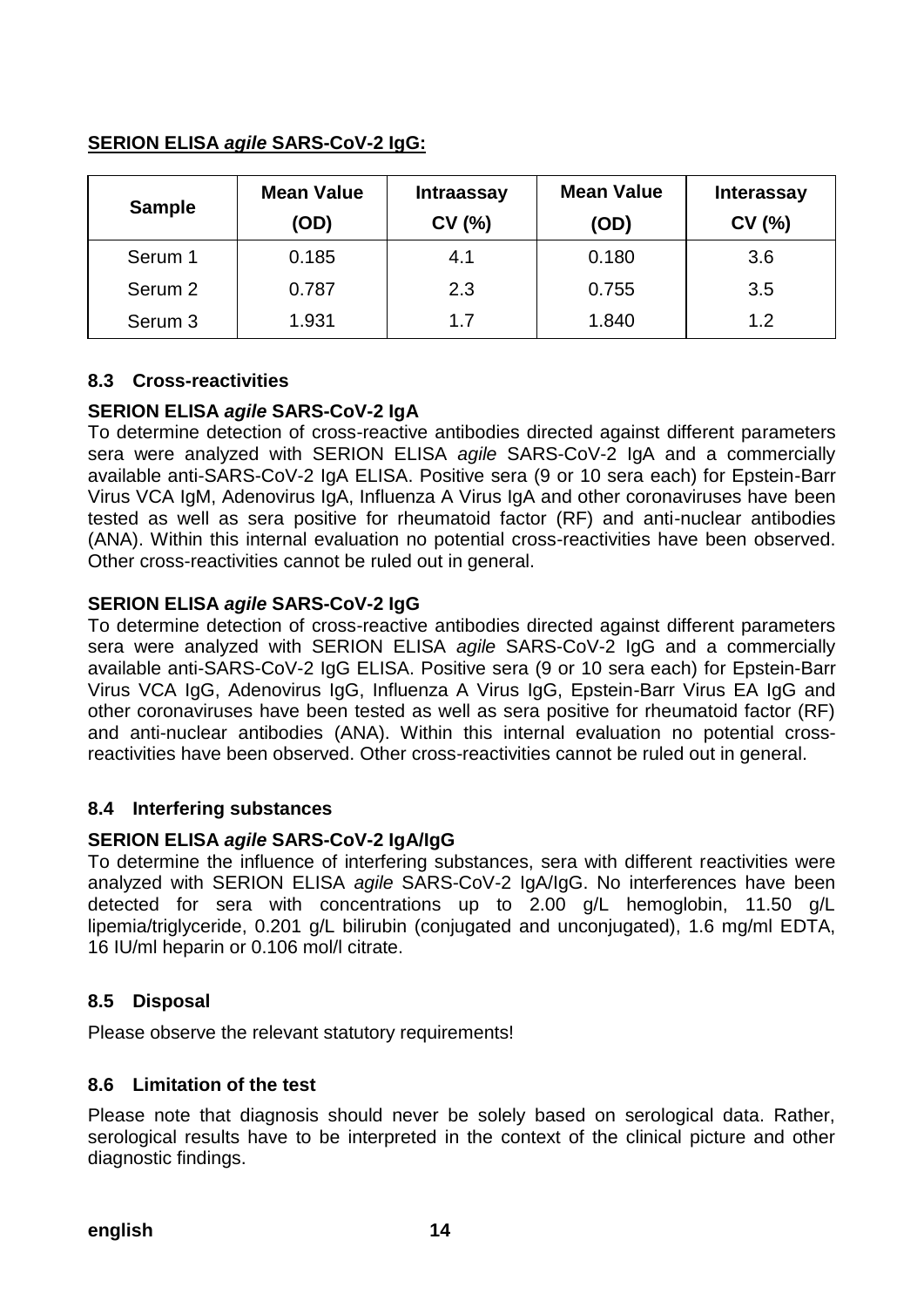**SERION ELISA *agile* SARS-CoV-2 IgG:**

| Sample | Mean Value (OD) | Intraassay CV (%) | Mean Value (OD) | Interassay CV (%) |
|---|---|---|---|---|
| Serum 1 | 0.185 | 4.1 | 0.180 | 3.6 |
| Serum 2 | 0.787 | 2.3 | 0.755 | 3.5 |
| Serum 3 | 1.931 | 1.7 | 1.840 | 1.2 |

### 8.3 Cross-reactivities

**SERION ELISA *agile* SARS-CoV-2 IgA**

To determine detection of cross-reactive antibodies directed against different parameters sera were analyzed with SERION ELISA *agile* SARS-CoV-2 IgA and a commercially available anti-SARS-CoV-2 IgA ELISA. Positive sera (9 or 10 sera each) for Epstein-Barr Virus VCA IgM, Adenovirus IgA, Influenza A Virus IgA and other coronaviruses have been tested as well as sera positive for rheumatoid factor (RF) and anti-nuclear antibodies (ANA). Within this internal evaluation no potential cross-reactivities have been observed. Other cross-reactivities cannot be ruled out in general.

**SERION ELISA *agile* SARS-CoV-2 IgG**

To determine detection of cross-reactive antibodies directed against different parameters sera were analyzed with SERION ELISA *agile* SARS-CoV-2 IgG and a commercially available anti-SARS-CoV-2 IgG ELISA. Positive sera (9 or 10 sera each) for Epstein-Barr Virus VCA IgG, Adenovirus IgG, Influenza A Virus IgG, Epstein-Barr Virus EA IgG and other coronaviruses have been tested as well as sera positive for rheumatoid factor (RF) and anti-nuclear antibodies (ANA). Within this internal evaluation no potential cross-reactivities have been observed. Other cross-reactivities cannot be ruled out in general.

### 8.4 Interfering substances

**SERION ELISA *agile* SARS-CoV-2 IgA/IgG**

To determine the influence of interfering substances, sera with different reactivities were analyzed with SERION ELISA *agile* SARS-CoV-2 IgA/IgG. No interferences have been detected for sera with concentrations up to 2.00 g/L hemoglobin, 11.50 g/L lipemia/triglyceride, 0.201 g/L bilirubin (conjugated and unconjugated), 1.6 mg/ml EDTA, 16 IU/ml heparin or 0.106 mol/l citrate.

### 8.5 Disposal

Please observe the relevant statutory requirements!

### 8.6 Limitation of the test

Please note that diagnosis should never be solely based on serological data. Rather, serological results have to be interpreted in the context of the clinical picture and other diagnostic findings.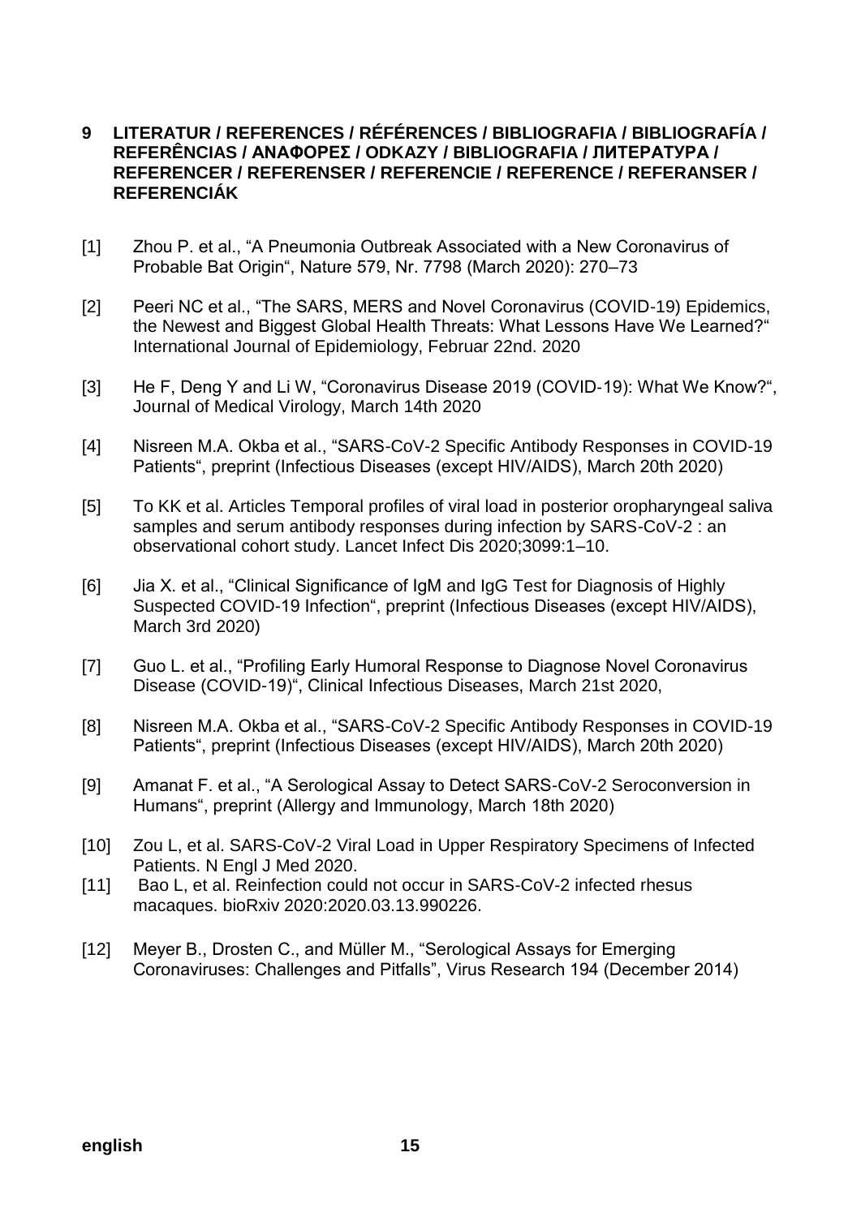## 9 LITERATUR / REFERENCES / RÉFÉRENCES / BIBLIOGRAFIA / BIBLIOGRAFÍA / REFERÊNCIAS / ΑΝΑΦΟΡΕΣ / ODKAZY / BIBLIOGRAFIA / ЛИТЕРАТУРА / REFERENCER / REFERENSER / REFERENCIE / REFERENCE / REFERANSER / REFERENCIÁK

[1] Zhou P. et al., "A Pneumonia Outbreak Associated with a New Coronavirus of Probable Bat Origin", Nature 579, Nr. 7798 (March 2020): 270–73

[2] Peeri NC et al., "The SARS, MERS and Novel Coronavirus (COVID-19) Epidemics, the Newest and Biggest Global Health Threats: What Lessons Have We Learned?" International Journal of Epidemiology, Februar 22nd. 2020

[3] He F, Deng Y and Li W, "Coronavirus Disease 2019 (COVID-19): What We Know?", Journal of Medical Virology, March 14th 2020

[4] Nisreen M.A. Okba et al., "SARS-CoV-2 Specific Antibody Responses in COVID-19 Patients", preprint (Infectious Diseases (except HIV/AIDS), March 20th 2020)

[5] To KK et al. Articles Temporal profiles of viral load in posterior oropharyngeal saliva samples and serum antibody responses during infection by SARS-CoV-2 : an observational cohort study. Lancet Infect Dis 2020;3099:1–10.

[6] Jia X. et al., "Clinical Significance of IgM and IgG Test for Diagnosis of Highly Suspected COVID-19 Infection", preprint (Infectious Diseases (except HIV/AIDS), March 3rd 2020)

[7] Guo L. et al., "Profiling Early Humoral Response to Diagnose Novel Coronavirus Disease (COVID-19)", Clinical Infectious Diseases, March 21st 2020,

[8] Nisreen M.A. Okba et al., "SARS-CoV-2 Specific Antibody Responses in COVID-19 Patients", preprint (Infectious Diseases (except HIV/AIDS), March 20th 2020)

[9] Amanat F. et al., "A Serological Assay to Detect SARS-CoV-2 Seroconversion in Humans", preprint (Allergy and Immunology, March 18th 2020)

[10] Zou L, et al. SARS-CoV-2 Viral Load in Upper Respiratory Specimens of Infected Patients. N Engl J Med 2020.

[11] Bao L, et al. Reinfection could not occur in SARS-CoV-2 infected rhesus macaques. bioRxiv 2020:2020.03.13.990226.

[12] Meyer B., Drosten C., and Müller M., "Serological Assays for Emerging Coronaviruses: Challenges and Pitfalls", Virus Research 194 (December 2014)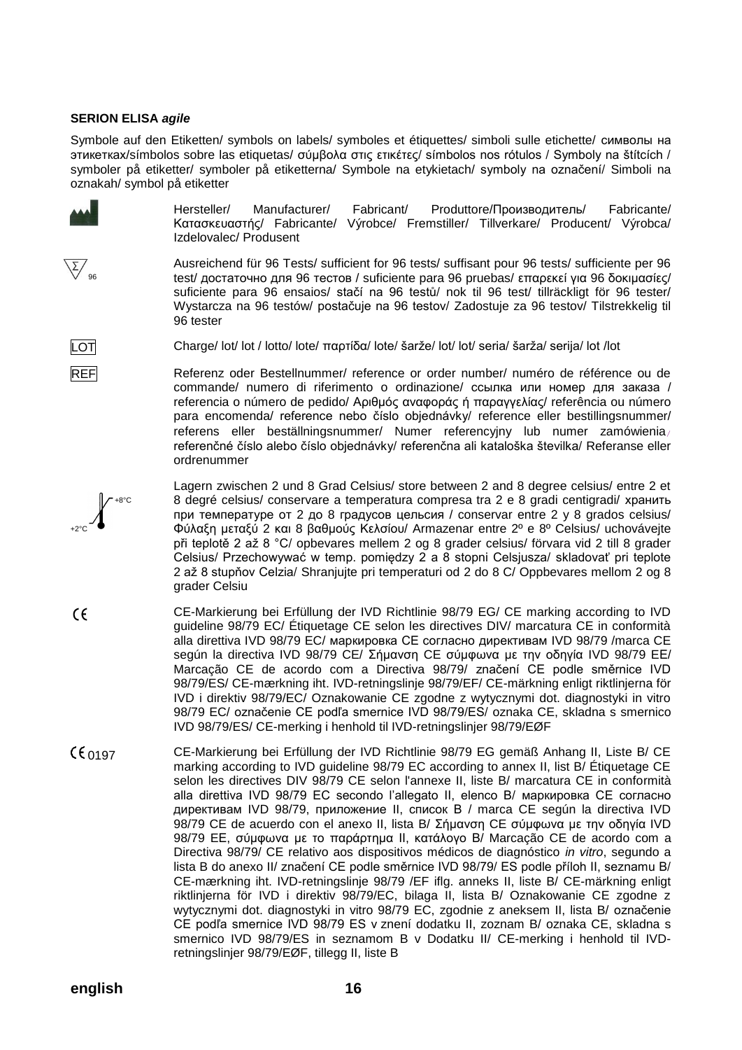**SERION ELISA *agile***

Symbole auf den Etiketten/ symbols on labels/ symboles et étiquettes/ simboli sulle etichette/ символы на этикетках/símbolos sobre las etiquetas/ σύμβολα στις ετικέτες/ símbolos nos rótulos / Symboly na štítcích / symboler på etiketter/ symboler på etiketterna/ Symbole na etykietach/ symboly na označení/ Simboli na oznakah/ symbol på etiketter

| Symbol | Meaning |
|---|---|
| (Manufacturer symbol) | Hersteller/ Manufacturer/ Fabricant/ Produttore/Производитель/ Fabricante/ Κατασκευαστής/ Fabricante/ Výrobce/ Fremstiller/ Tillverkare/ Producent/ Výrobca/ Izdelovalec/ Produsent |
| Σ 96 | Ausreichend für 96 Tests/ sufficient for 96 tests/ suffisant pour 96 tests/ sufficiente per 96 test/ достаточно для 96 тестов / suficiente para 96 pruebas/ επαρκεί για 96 δοκιμασίες/ suficiente para 96 ensaios/ stačí na 96 testů/ nok til 96 test/ tillräckligt för 96 tester/ Wystarcza na 96 testów/ postačuje na 96 testov/ Zadostuje za 96 testov/ Tilstrekkelig til 96 tester |
| LOT | Charge/ lot/ lot / lotto/ lote/ παρτίδα/ lote/ šarže/ lot/ lot/ seria/ šarža/ serija/ lot /lot |
| REF | Referenz oder Bestellnummer/ reference or order number/ numéro de référence ou de commande/ numero di riferimento o ordinazione/ ссылка или номер для заказа / referencia o número de pedido/ Αριθμός αναφοράς ή παραγγελίας/ referência ou número para encomenda/ reference nebo číslo objednávky/ reference eller bestillingsnummer/ referens eller beställningsnummer/ Numer referencyjny lub numer zamówienia/ referenčné číslo alebo číslo objednávky/ referenčna ali kataloška številka/ Referanse eller ordrenummer |
| +2°C / +8°C | Lagern zwischen 2 und 8 Grad Celsius/ store between 2 and 8 degree celsius/ entre 2 et 8 degré celsius/ conservare a temperatura compresa tra 2 e 8 gradi centigradi/ хранить при температуре от 2 до 8 градусов цельсия / conservar entre 2 y 8 grados celsius/ Φύλαξη μεταξύ 2 και 8 βαθμούς Κελσίου/ Armazenar entre 2º e 8º Celsius/ uchovávejte při teplotě 2 až 8 °C/ opbevares mellem 2 og 8 grader celsius/ förvara vid 2 till 8 grader Celsius/ Przechowywać w temp. pomiędzy 2 a 8 stopni Celsjusza/ skladovať pri teplote 2 až 8 stupňov Celzia/ Shranjujte pri temperaturi od 2 do 8 C/ Oppbevares mellom 2 og 8 grader Celsiu |
| CE | CE-Markierung bei Erfüllung der IVD Richtlinie 98/79 EG/ CE marking according to IVD guideline 98/79 EC/ Étiquetage CE selon les directives DIV/ marcatura CE in conformità alla direttiva IVD 98/79 EC/ маркировка CE согласно директивам IVD 98/79 /marca CE según la directiva IVD 98/79 CE/ Σήμανση CE σύμφωνα με την οδηγία IVD 98/79 EE/ Marcação CE de acordo com a Directiva 98/79/ značení CE podle směrnice IVD 98/79/ES/ CE-mærkning iht. IVD-retningslinje 98/79/EF/ CE-märkning enligt riktlinjerna för IVD i direktiv 98/79/EC/ Oznakowanie CE zgodne z wytycznymi dot. diagnostyki in vitro 98/79 EC/ označenie CE podľa smernice IVD 98/79/ES/ oznaka CE, skladna s smernico IVD 98/79/ES/ CE-merking i henhold til IVD-retningslinjer 98/79/EØF |
| CE 0197 | CE-Markierung bei Erfüllung der IVD Richtlinie 98/79 EG gemäß Anhang II, Liste B/ CE marking according to IVD guideline 98/79 EC according to annex II, list B/ Étiquetage CE selon les directives DIV 98/79 CE selon l'annexe II, liste B/ marcatura CE in conformità alla direttiva IVD 98/79 EC secondo l'allegato II, elenco B/ маркировка CE согласно директивам IVD 98/79, приложение II, список B / marca CE según la directiva IVD 98/79 CE de acuerdo con el anexo II, lista B/ Σήμανση CE σύμφωνα με την οδηγία IVD 98/79 EE, σύμφωνα με το παράρτημα II, κατάλογο B/ Marcação CE de acordo com a Directiva 98/79/ CE relativo aos dispositivos médicos de diagnóstico *in vitro*, segundo a lista B do anexo II/ značení CE podle směrnice IVD 98/79/ ES podle příloh II, seznamu B/ CE-mærkning iht. IVD-retningslinje 98/79 /EF iflg. anneks II, liste B/ CE-märkning enligt riktlinjerna för IVD i direktiv 98/79/EC, bilaga II, lista B/ Oznakowanie CE zgodne z wytycznymi dot. diagnostyki in vitro 98/79 EC, zgodnie z aneksem II, lista B/ označenie CE podľa smernice IVD 98/79 ES v znení dodatku II, zoznam B/ oznaka CE, skladna s smernico IVD 98/79/ES in seznamom B v Dodatku II/ CE-merking i henhold til IVD-retningslinjer 98/79/EØF, tillegg II, liste B |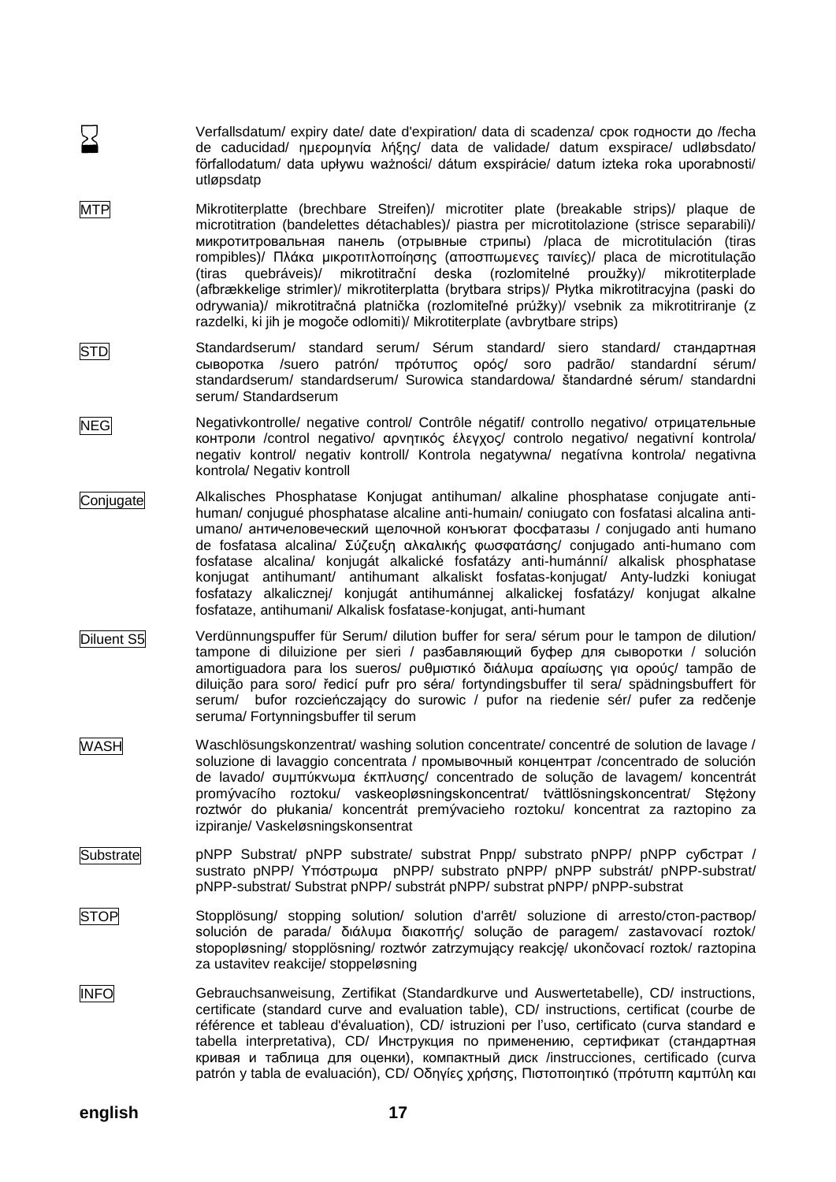| | |
|---|---|
| ⌛ | Verfallsdatum/ expiry date/ date d'expiration/ data di scadenza/ срок годности до /fecha de caducidad/ ημερομηνία λήξης/ data de validade/ datum exspirace/ udløbsdato/ förfallodatum/ data upływu ważności/ dátum exspirácie/ datum izteka roka uporabnosti/ utløpsdatp |
| MTP | Mikrotiterplatte (brechbare Streifen)/ microtiter plate (breakable strips)/ plaque de microtitration (bandelettes détachables)/ piastra per microtitolazione (strisce separabili)/ микротитровальная панель (отрывные стрипы) /placa de microtitulación (tiras rompibles)/ Πλάκα μικροτιτλοποίησης (αποσπωμενες ταινίες)/ placa de microtitulação (tiras quebráveis)/ mikrotitrační deska (rozlomitelné proužky)/ mikrotiterplade (afbrækkelige strimler)/ mikrotiterplatta (brytbara strips)/ Płytka mikrotitracyjna (paski do odrywania)/ mikrotitračná platnička (rozlomiteľné prúžky)/ vsebnik za mikrotitriranje (z razdelki, ki jih je mogoče odlomiti)/ Mikrotiterplate (avbrytbare strips) |
| STD | Standardserum/ standard serum/ Sérum standard/ siero standard/ стандартная сыворотка /suero patrón/ πρότυπος ορός/ soro padrão/ standardní sérum/ standardserum/ standardserum/ Surowica standardowa/ štandardné sérum/ standardni serum/ Standardserum |
| NEG | Negativkontrolle/ negative control/ Contrôle négatif/ controllo negativo/ отрицательные контроли /control negativo/ αρνητικός έλεγχος/ controlo negativo/ negativní kontrola/ negativ kontrol/ negativ kontroll/ Kontrola negatywna/ negatívna kontrola/ negativna kontrola/ Negativ kontroll |
| Conjugate | Alkalisches Phosphatase Konjugat antihuman/ alkaline phosphatase conjugate anti-human/ conjugué phosphatase alcaline anti-humain/ coniugato con fosfatasi alcalina anti-umano/ античеловеческий щелочной конъюгат фосфатазы / conjugado anti humano de fosfatasa alcalina/ Σύζευξη αλκαλικής φωσφατάσης/ conjugado anti-humano com fosfatase alcalina/ konjugát alkalické fosfatázy anti-humánní/ alkalisk phosphatase konjugat antihumant/ antihumant alkaliskt fosfatas-konjugat/ Anty-ludzki koniugat fosfatazy alkalicznej/ konjugát antihumánnej alkalickej fosfatázy/ konjugat alkalne fosfataze, antihumani/ Alkalisk fosfatase-konjugat, anti-humant |
| Diluent S5 | Verdünnungspuffer für Serum/ dilution buffer for sera/ sérum pour le tampon de dilution/ tampone di diluizione per sieri / разбавляющий буфер для сыворотки / solución amortiguadora para los sueros/ ρυθμιστικό διάλυμα αραίωσης για ορούς/ tampão de diluição para soro/ ředicí pufr pro séra/ fortyndingsbuffer til sera/ spädningsbuffert för serum/ bufor rozcieńczający do surowic / pufor na riedenie sér/ pufer za redčenje seruma/ Fortynningsbuffer til serum |
| WASH | Waschlösungskonzentrat/ washing solution concentrate/ concentré de solution de lavage / soluzione di lavaggio concentrata / промывочный концентрат /concentrado de solución de lavado/ συμπύκνωμα έκπλυσης/ concentrado de solução de lavagem/ koncentrát promývacího roztoku/ vaskeopløsningskoncentrat/ tvättlösningskoncentrat/ Stężony roztwór do płukania/ koncentrát premývacieho roztoku/ koncentrat za raztopino za izpiranje/ Vaskeløsningskonsentrat |
| Substrate | pNPP Substrat/ pNPP substrate/ substrat Pnpp/ substrato pNPP/ pNPP субстрат / sustrato pNPP/ Υπόστρωμα pNPP/ substrato pNPP/ pNPP substrát/ pNPP-substrat/ pNPP-substrat/ Substrat pNPP/ substrát pNPP/ substrat pNPP/ pNPP-substrat |
| STOP | Stopplösung/ stopping solution/ solution d'arrêt/ soluzione di arresto/стоп-раствор/ solución de parada/ διάλυμα διακοπής/ solução de paragem/ zastavovací roztok/ stopopløsning/ stopplösning/ roztwór zatrzymujący reakcję/ ukončovací roztok/ raztopina za ustavitev reakcije/ stoppeløsning |
| INFO | Gebrauchsanweisung, Zertifikat (Standardkurve und Auswertetabelle), CD/ instructions, certificate (standard curve and evaluation table), CD/ instructions, certificat (courbe de référence et tableau d'évaluation), CD/ istruzioni per l'uso, certificato (curva standard e tabella interpretativa), CD/ Инструкция по применению, сертификат (стандартная кривая и таблица для оценки), компактный диск /instrucciones, certificado (curva patrón y tabla de evaluación), CD/ Οδηγίες χρήσης, Πιστοποιητικό (πρότυπη καμπύλη και |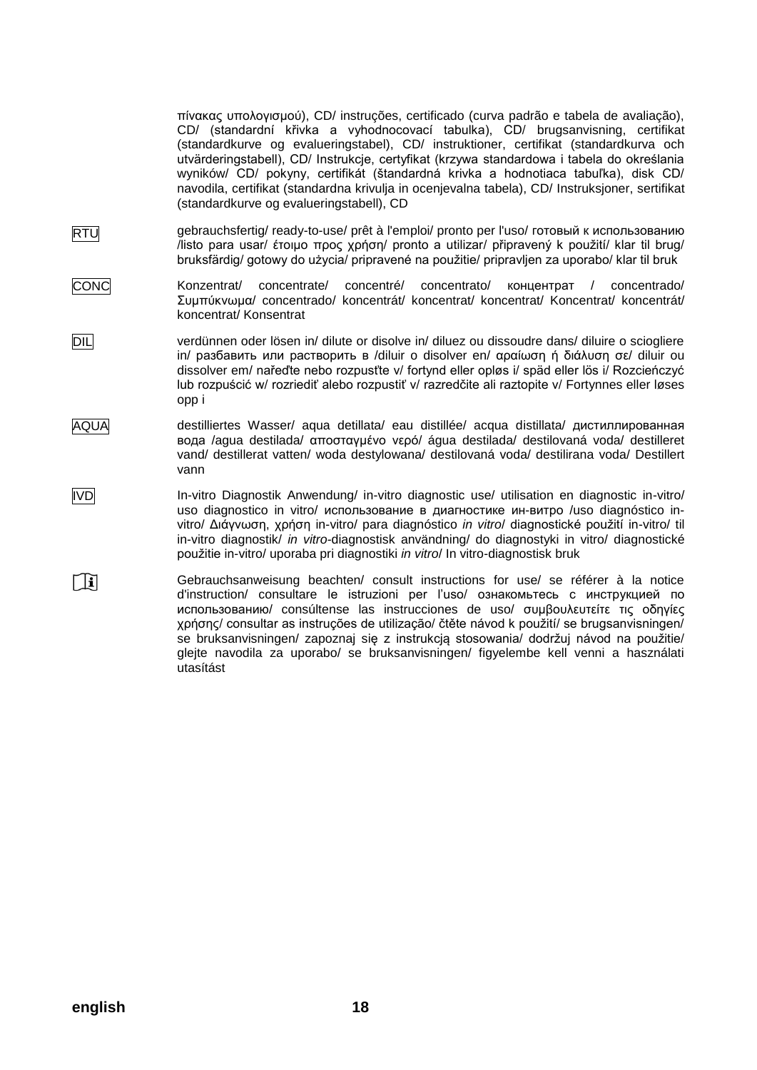πίνακας υπολογισμού), CD/ instruções, certificado (curva padrão e tabela de avaliação), CD/ (standardní křivka a vyhodnocovací tabulka), CD/ brugsanvisning, certifikat (standardkurve og evalueringstabel), CD/ instruktioner, certifikat (standardkurva och utvärderingstabell), CD/ Instrukcje, certyfikat (krzywa standardowa i tabela do określania wyników/ CD/ pokyny, certifikát (štandardná krivka a hodnotiaca tabuľka), disk CD/ navodila, certifikat (standardna krivulja in ocenjevalna tabela), CD/ Instruksjoner, sertifikat (standardkurve og evalueringstabell), CD

| | |
|---|---|
| RTU | gebrauchsfertig/ ready-to-use/ prêt à l'emploi/ pronto per l'uso/ готовый к использованию /listo para usar/ έτοιμο προς χρήση/ pronto a utilizar/ připravený k použití/ klar til brug/ bruksfärdig/ gotowy do użycia/ pripravené na použitie/ pripravljen za uporabo/ klar til bruk |
| CONC | Konzentrat/ concentrate/ concentré/ concentrato/ концентрат / concentrado/ Συμπύκνωμα/ concentrado/ koncentrát/ koncentrat/ koncentrat/ Koncentrat/ koncentrát/ koncentrat/ Konsentrat |
| DIL | verdünnen oder lösen in/ dilute or disolve in/ diluez ou dissoudre dans/ diluire o sciogliere in/ разбавить или растворить в /diluir o disolver en/ αραίωση ή διάλυση σε/ diluir ou dissolver em/ nařeďte nebo rozpusťte v/ fortynd eller opløs i/ späd eller lös i/ Rozcieńczyć lub rozpuścić w/ rozriediť alebo rozpustiť v/ razredčite ali raztopite v/ Fortynnes eller løses opp i |
| AQUA | destilliertes Wasser/ aqua detillata/ eau distillée/ acqua distillata/ дистиллированная вода /agua destilada/ αποσταγμένο νερό/ água destilada/ destilovaná voda/ destilleret vand/ destillerat vatten/ woda destylowana/ destilovaná voda/ destilirana voda/ Destillert vann |
| IVD | In-vitro Diagnostik Anwendung/ in-vitro diagnostic use/ utilisation en diagnostic in-vitro/ uso diagnostico in vitro/ использование в диагностике ин-витро /uso diagnóstico in-vitro/ Διάγνωση, χρήση in-vitro/ para diagnóstico *in vitro*/ diagnostické použití in-vitro/ til in-vitro diagnostik/ *in vitro*-diagnostisk användning/ do diagnostyki in vitro/ diagnostické použitie in-vitro/ uporaba pri diagnostiki *in vitro*/ In vitro-diagnostisk bruk |
| [i] | Gebrauchsanweisung beachten/ consult instructions for use/ se référer à la notice d'instruction/ consultare le istruzioni per l'uso/ ознакомьтесь с инструкцией по использованию/ consúltense las instrucciones de uso/ συμβουλευτείτε τις οδηγίες χρήσης/ consultar as instruções de utilização/ čtěte návod k použití/ se brugsanvisningen/ se bruksanvisningen/ zapoznaj się z instrukcją stosowania/ dodržuj návod na použitie/ glejte navodila za uporabo/ se bruksanvisningen/ figyelembe kell venni a használati utasítást |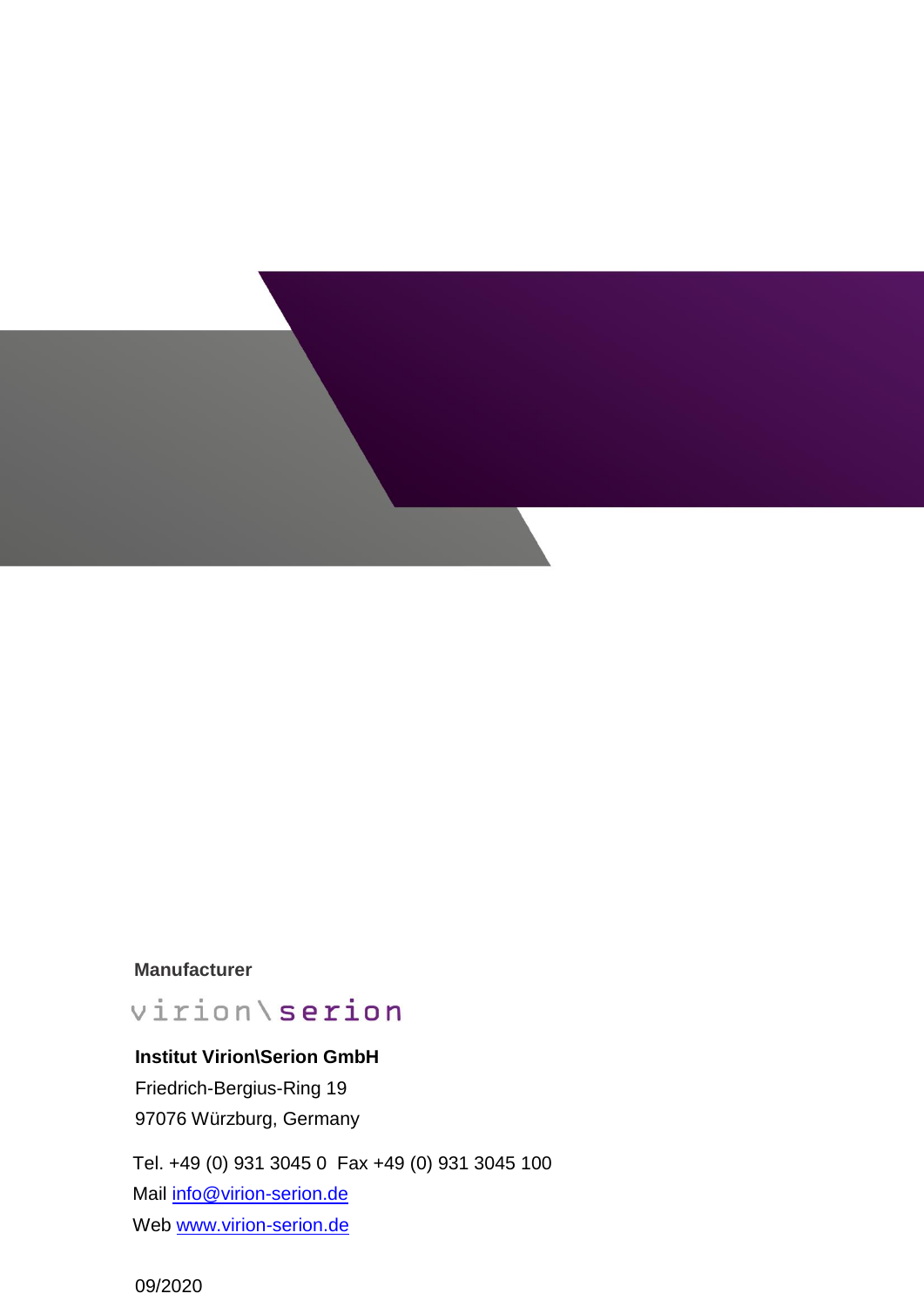**Manufacturer**

virion\serion

**Institut Virion\Serion GmbH**

Friedrich-Bergius-Ring 19

97076 Würzburg, Germany

Tel. +49 (0) 931 3045 0  Fax +49 (0) 931 3045 100

Mail info@virion-serion.de

Web www.virion-serion.de

09/2020